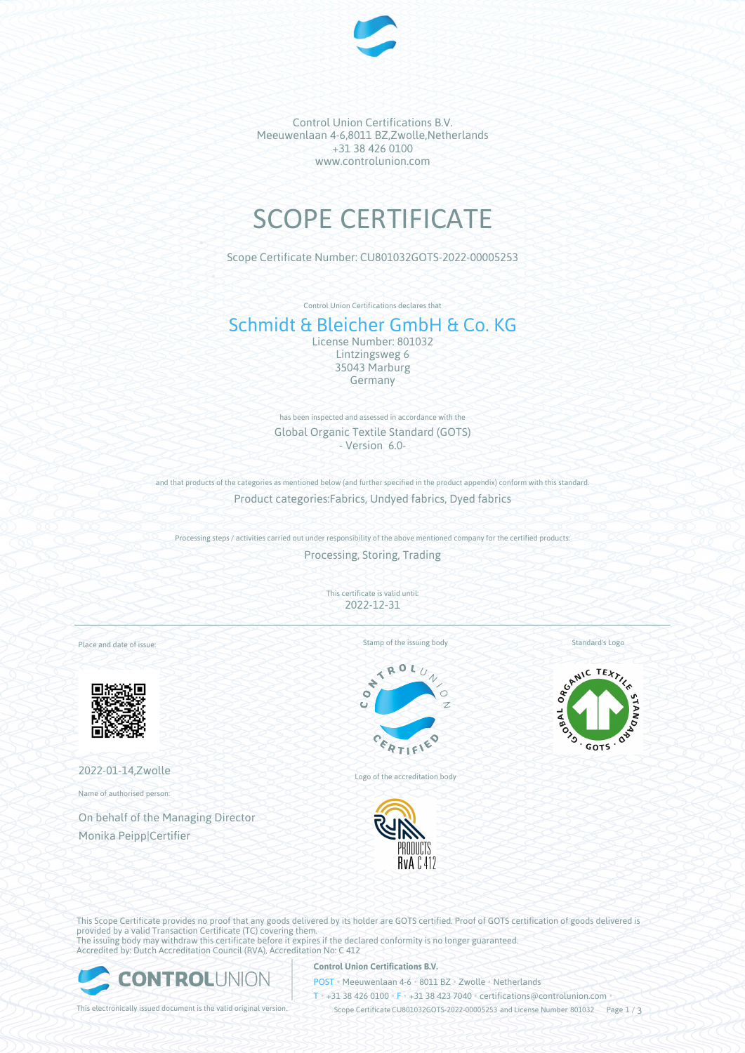Control Union Certifications B.V.
Meeuwenlaan 4-6,8011 BZ,Zwolle,Netherlands
+31 38 426 0100
www.controlunion.com

# SCOPE CERTIFICATE

Scope Certificate Number: CU801032GOTS-2022-00005253

Control Union Certifications declares that

## Schmidt & Bleicher GmbH & Co. KG

License Number: 801032
Lintzingsweg 6
35043 Marburg
Germany

has been inspected and assessed in accordance with the

Global Organic Textile Standard (GOTS)
- Version 6.0-

and that products of the categories as mentioned below (and further specified in the product appendix) conform with this standard.

Product categories:Fabrics, Undyed fabrics, Dyed fabrics

Processing steps / activities carried out under responsibility of the above mentioned company for the certified products:

Processing, Storing, Trading

This certificate is valid until:
2022-12-31

Place and date of issue:

2022-01-14,Zwolle

Name of authorised person:

On behalf of the Managing Director
Monika Peipp|Certifier

Stamp of the issuing body

Logo of the accreditation body

Standard's Logo

This Scope Certificate provides no proof that any goods delivered by its holder are GOTS certified. Proof of GOTS certification of goods delivered is provided by a valid Transaction Certificate (TC) covering them.
The issuing body may withdraw this certificate before it expires if the declared conformity is no longer guaranteed.
Accredited by: Dutch Accreditation Council (RVA), Accreditation No: C 412

This electronically issued document is the valid original version.

**Control Union Certifications B.V.**
POST • Meeuwenlaan 4-6 • 8011 BZ • Zwolle • Netherlands
T • +31 38 426 0100 • F • +31 38 423 7040 • certifications@controlunion.com •
Scope Certificate CU801032GOTS-2022-00005253 and License Number 801032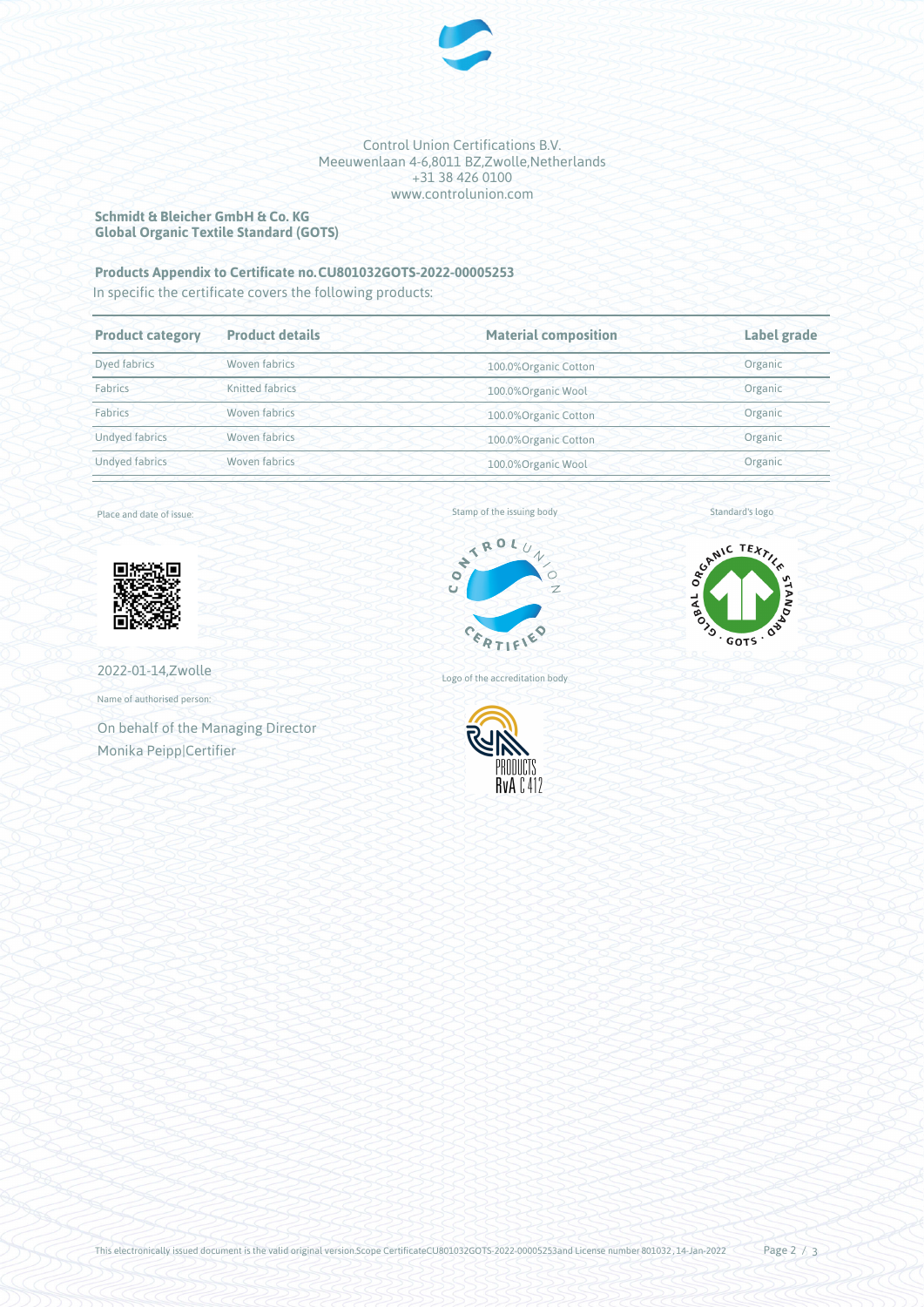Control Union Certifications B.V.
Meeuwenlaan 4-6,8011 BZ,Zwolle,Netherlands
+31 38 426 0100
www.controlunion.com

**Schmidt & Bleicher GmbH & Co. KG**
**Global Organic Textile Standard (GOTS)**

**Products Appendix to Certificate no.CU801032GOTS-2022-00005253**

In specific the certificate covers the following products:

| Product category | Product details | Material composition | Label grade |
|---|---|---|---|
| Dyed fabrics | Woven fabrics | 100.0%Organic Cotton | Organic |
| Fabrics | Knitted fabrics | 100.0%Organic Wool | Organic |
| Fabrics | Woven fabrics | 100.0%Organic Cotton | Organic |
| Undyed fabrics | Woven fabrics | 100.0%Organic Cotton | Organic |
| Undyed fabrics | Woven fabrics | 100.0%Organic Wool | Organic |

Place and date of issue:

2022-01-14,Zwolle

Name of authorised person:

On behalf of the Managing Director
Monika Peipp|Certifier

Stamp of the issuing body

Logo of the accreditation body

Standard's logo

This electronically issued document is the valid original version.Scope CertificateCU801032GOTS-2022-00005253and License number 801032, 14-Jan-2022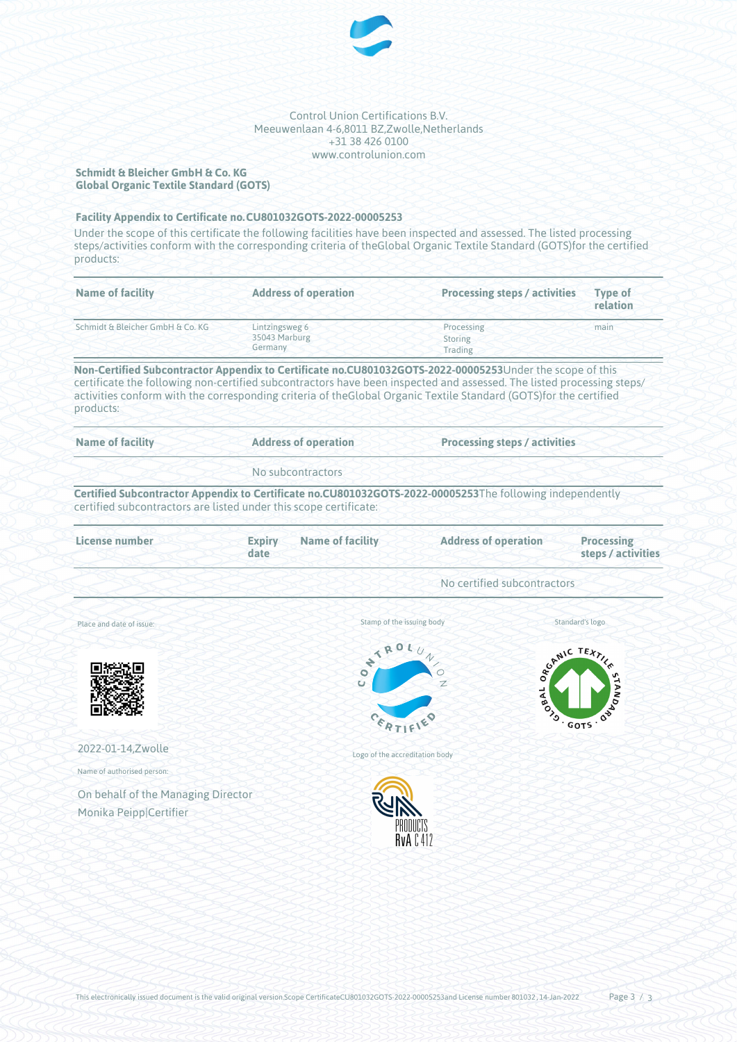Control Union Certifications B.V.
Meeuwenlaan 4-6,8011 BZ,Zwolle,Netherlands
+31 38 426 0100
www.controlunion.com

**Schmidt & Bleicher GmbH & Co. KG**
**Global Organic Textile Standard (GOTS)**

**Facility Appendix to Certificate no. CU801032GOTS-2022-00005253**

Under the scope of this certificate the following facilities have been inspected and assessed. The listed processing steps/activities conform with the corresponding criteria of theGlobal Organic Textile Standard (GOTS)for the certified products:

| Name of facility | Address of operation | Processing steps / activities | Type of relation |
| --- | --- | --- | --- |
| Schmidt & Bleicher GmbH & Co. KG | Lintzingsweg 6<br>35043 Marburg<br>Germany | Processing<br>Storing<br>Trading | main |

**Non-Certified Subcontractor Appendix to Certificate no.CU801032GOTS-2022-00005253** Under the scope of this certificate the following non-certified subcontractors have been inspected and assessed. The listed processing steps/activities conform with the corresponding criteria of theGlobal Organic Textile Standard (GOTS)for the certified products:

| Name of facility | Address of operation | Processing steps / activities |
| --- | --- | --- |
| | No subcontractors | |

**Certified Subcontractor Appendix to Certificate no.CU801032GOTS-2022-00005253** The following independently certified subcontractors are listed under this scope certificate:

| License number | Expiry date | Name of facility | Address of operation | Processing steps / activities |
| --- | --- | --- | --- | --- |
| | | | No certified subcontractors | |

Place and date of issue:

2022-01-14,Zwolle

Name of authorised person:

On behalf of the Managing Director
Monika Peipp|Certifier

Stamp of the issuing body

Standard's logo

Logo of the accreditation body

This electronically issued document is the valid original version.Scope CertificateCU801032GOTS-2022-00005253and License number 801032, 14-Jan-2022